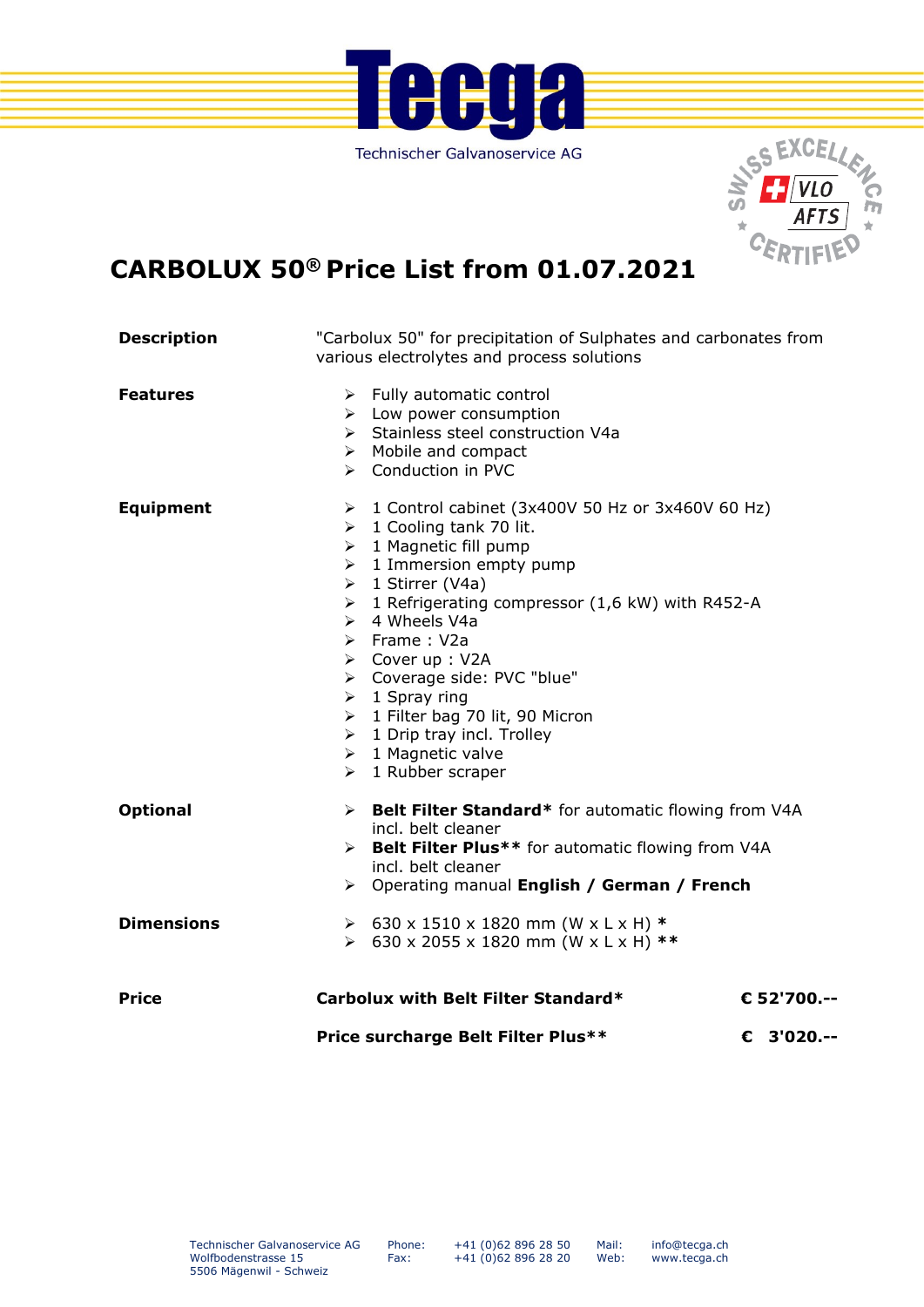# Tecga

Technischer Galvanoservice AG

SWISS EXCELLENCE VLO AFTS CERTIFIED

## CARBOLUX 50® Price List from 01.07.2021

**Description**

"Carbolux 50" for precipitation of Sulphates and carbonates from various electrolytes and process solutions

**Features**

- Fully automatic control
- Low power consumption
- Stainless steel construction V4a
- Mobile and compact
- Conduction in PVC

**Equipment**

- 1 Control cabinet (3x400V 50 Hz or 3x460V 60 Hz)
- 1 Cooling tank 70 lit.
- 1 Magnetic fill pump
- 1 Immersion empty pump
- 1 Stirrer (V4a)
- 1 Refrigerating compressor (1,6 kW) with R452-A
- 4 Wheels V4a
- Frame : V2a
- Cover up : V2A
- Coverage side: PVC "blue"
- 1 Spray ring
- 1 Filter bag 70 lit, 90 Micron
- 1 Drip tray incl. Trolley
- 1 Magnetic valve
- 1 Rubber scraper

**Optional**

- **Belt Filter Standard*** for automatic flowing from V4A incl. belt cleaner
- **Belt Filter Plus**** for automatic flowing from V4A incl. belt cleaner
- Operating manual **English / German / French**

**Dimensions**

- 630 x 1510 x 1820 mm (W x L x H) *
- 630 x 2055 x 1820 mm (W x L x H) **

| **Price** | **Carbolux with Belt Filter Standard*** | **€ 52'700.--** |
|---|---|---|
| | **Price surcharge Belt Filter Plus**** | **€ 3'020.--** |

Technischer Galvanoservice AG
Wolfbodenstrasse 15
5506 Mägenwil - Schweiz

Phone: +41 (0)62 896 28 50
Fax: +41 (0)62 896 28 20

Mail: info@tecga.ch
Web: www.tecga.ch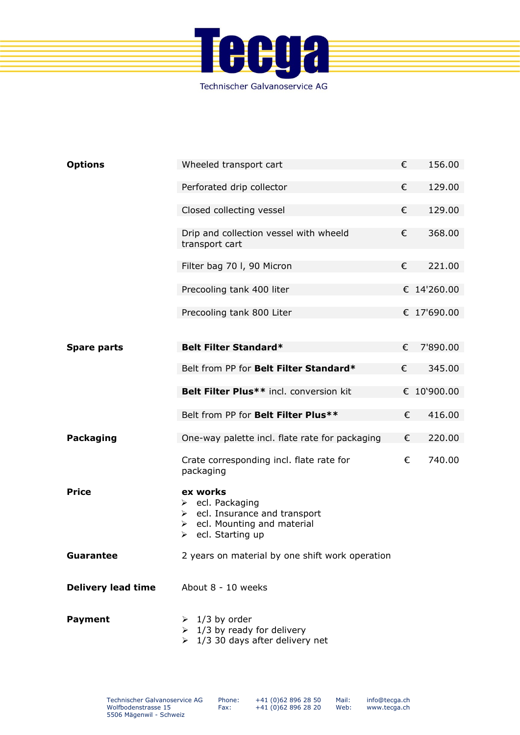# Tecga

Technischer Galvanoservice AG

| | | | |
|---|---|---|---|
| **Options** | Wheeled transport cart | € | 156.00 |
| | Perforated drip collector | € | 129.00 |
| | Closed collecting vessel | € | 129.00 |
| | Drip and collection vessel with wheeld transport cart | € | 368.00 |
| | Filter bag 70 l, 90 Micron | € | 221.00 |
| | Precooling tank 400 liter | € | 14'260.00 |
| | Precooling tank 800 Liter | € | 17'690.00 |
| **Spare parts** | **Belt Filter Standard*** | € | 7'890.00 |
| | Belt from PP for **Belt Filter Standard*** | € | 345.00 |
| | **Belt Filter Plus**** incl. conversion kit | € | 10‘900.00 |
| | Belt from PP for **Belt Filter Plus**** | € | 416.00 |
| **Packaging** | One-way palette incl. flate rate for packaging | € | 220.00 |
| | Crate corresponding incl. flate rate for packaging | € | 740.00 |

**Price**

**ex works**
- ecl. Packaging
- ecl. Insurance and transport
- ecl. Mounting and material
- ecl. Starting up

**Guarantee**

2 years on material by one shift work operation

**Delivery lead time**

About 8 - 10 weeks

**Payment**

- 1/3 by order
- 1/3 by ready for delivery
- 1/3 30 days after delivery net

Technischer Galvanoservice AG
Wolfbodenstrasse 15
5506 Mägenwil - Schweiz

Phone: +41 (0)62 896 28 50
Fax: +41 (0)62 896 28 20

Mail: info@tecga.ch
Web: www.tecga.ch